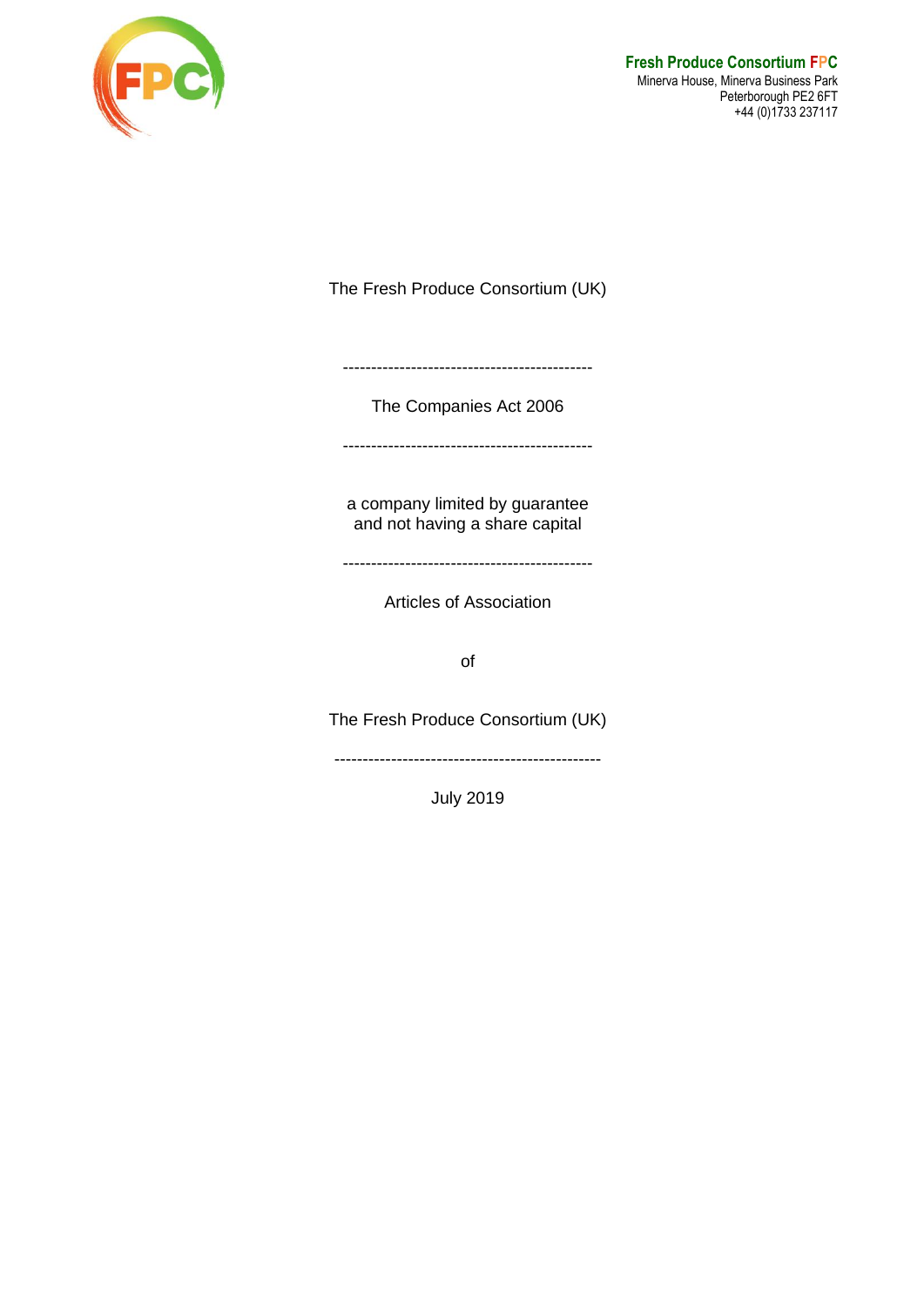**Fresh Produce Consortium FPC**
Minerva House, Minerva Business Park
Peterborough PE2 6FT
+44 (0)1733 237117

The Fresh Produce Consortium (UK)

--------------------------------------------

The Companies Act 2006

--------------------------------------------

a company limited by guarantee
and not having a share capital

--------------------------------------------

Articles of Association

of

The Fresh Produce Consortium (UK)

----------------------------------------------

July 2019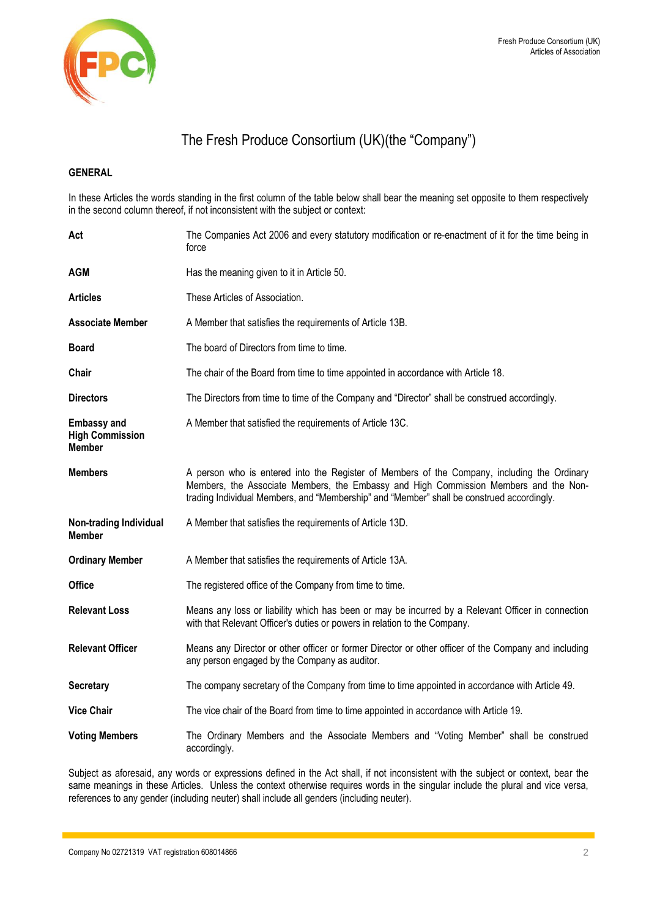# The Fresh Produce Consortium (UK)(the "Company")

## GENERAL

In these Articles the words standing in the first column of the table below shall bear the meaning set opposite to them respectively in the second column thereof, if not inconsistent with the subject or context:

| | |
|---|---|
| **Act** | The Companies Act 2006 and every statutory modification or re-enactment of it for the time being in force |
| **AGM** | Has the meaning given to it in Article 50. |
| **Articles** | These Articles of Association. |
| **Associate Member** | A Member that satisfies the requirements of Article 13B. |
| **Board** | The board of Directors from time to time. |
| **Chair** | The chair of the Board from time to time appointed in accordance with Article 18. |
| **Directors** | The Directors from time to time of the Company and "Director" shall be construed accordingly. |
| **Embassy and High Commission Member** | A Member that satisfied the requirements of Article 13C. |
| **Members** | A person who is entered into the Register of Members of the Company, including the Ordinary Members, the Associate Members, the Embassy and High Commission Members and the Non-trading Individual Members, and "Membership" and "Member" shall be construed accordingly. |
| **Non-trading Individual Member** | A Member that satisfies the requirements of Article 13D. |
| **Ordinary Member** | A Member that satisfies the requirements of Article 13A. |
| **Office** | The registered office of the Company from time to time. |
| **Relevant Loss** | Means any loss or liability which has been or may be incurred by a Relevant Officer in connection with that Relevant Officer's duties or powers in relation to the Company. |
| **Relevant Officer** | Means any Director or other officer or former Director or other officer of the Company and including any person engaged by the Company as auditor. |
| **Secretary** | The company secretary of the Company from time to time appointed in accordance with Article 49. |
| **Vice Chair** | The vice chair of the Board from time to time appointed in accordance with Article 19. |
| **Voting Members** | The Ordinary Members and the Associate Members and "Voting Member" shall be construed accordingly. |

Subject as aforesaid, any words or expressions defined in the Act shall, if not inconsistent with the subject or context, bear the same meanings in these Articles. Unless the context otherwise requires words in the singular include the plural and vice versa, references to any gender (including neuter) shall include all genders (including neuter).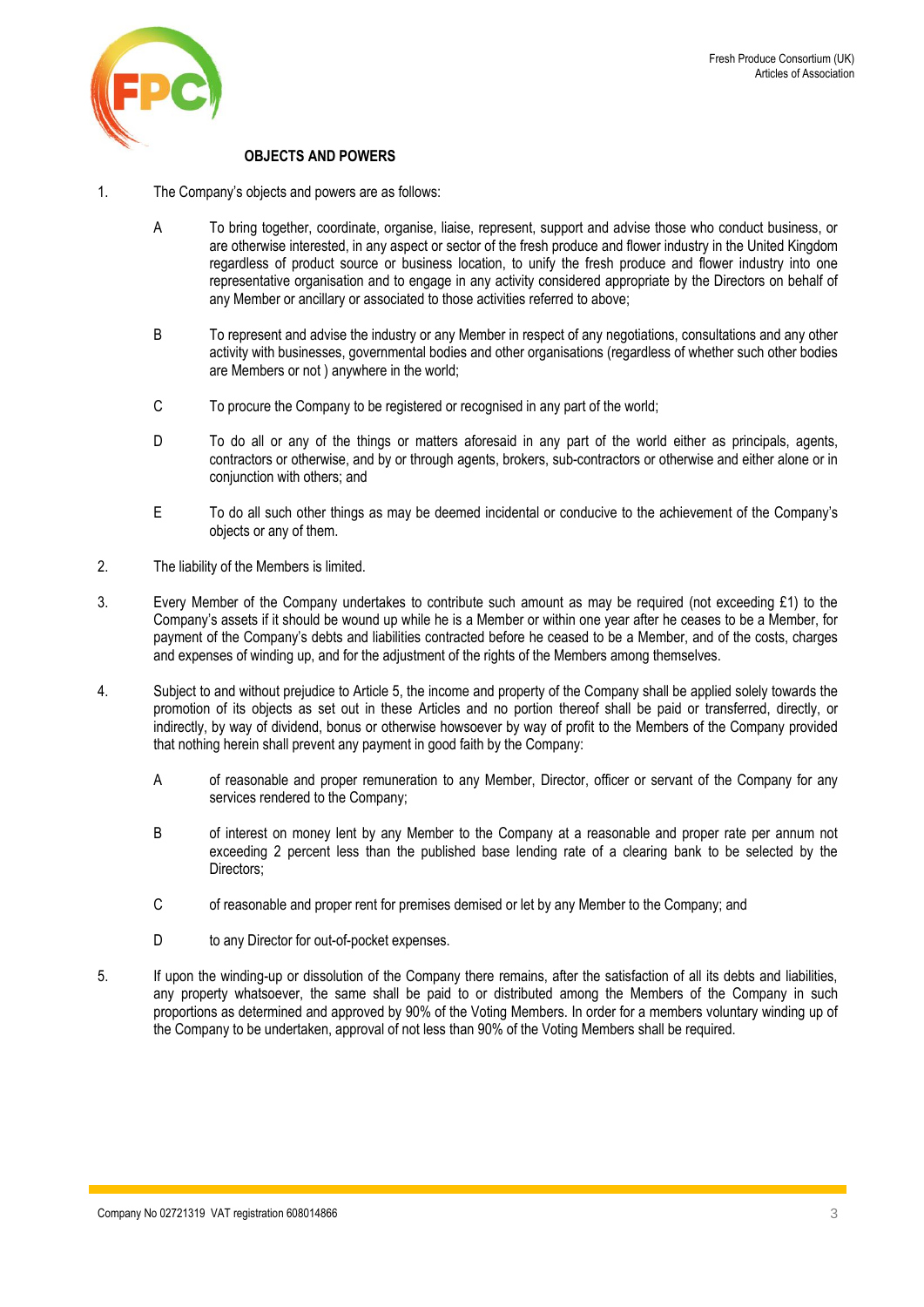## OBJECTS AND POWERS

1. The Company's objects and powers are as follows:

   A To bring together, coordinate, organise, liaise, represent, support and advise those who conduct business, or are otherwise interested, in any aspect or sector of the fresh produce and flower industry in the United Kingdom regardless of product source or business location, to unify the fresh produce and flower industry into one representative organisation and to engage in any activity considered appropriate by the Directors on behalf of any Member or ancillary or associated to those activities referred to above;

   B To represent and advise the industry or any Member in respect of any negotiations, consultations and any other activity with businesses, governmental bodies and other organisations (regardless of whether such other bodies are Members or not ) anywhere in the world;

   C To procure the Company to be registered or recognised in any part of the world;

   D To do all or any of the things or matters aforesaid in any part of the world either as principals, agents, contractors or otherwise, and by or through agents, brokers, sub-contractors or otherwise and either alone or in conjunction with others; and

   E To do all such other things as may be deemed incidental or conducive to the achievement of the Company's objects or any of them.

2. The liability of the Members is limited.

3. Every Member of the Company undertakes to contribute such amount as may be required (not exceeding £1) to the Company's assets if it should be wound up while he is a Member or within one year after he ceases to be a Member, for payment of the Company's debts and liabilities contracted before he ceased to be a Member, and of the costs, charges and expenses of winding up, and for the adjustment of the rights of the Members among themselves.

4. Subject to and without prejudice to Article 5, the income and property of the Company shall be applied solely towards the promotion of its objects as set out in these Articles and no portion thereof shall be paid or transferred, directly, or indirectly, by way of dividend, bonus or otherwise howsoever by way of profit to the Members of the Company provided that nothing herein shall prevent any payment in good faith by the Company:

   A of reasonable and proper remuneration to any Member, Director, officer or servant of the Company for any services rendered to the Company;

   B of interest on money lent by any Member to the Company at a reasonable and proper rate per annum not exceeding 2 percent less than the published base lending rate of a clearing bank to be selected by the Directors;

   C of reasonable and proper rent for premises demised or let by any Member to the Company; and

   D to any Director for out-of-pocket expenses.

5. If upon the winding-up or dissolution of the Company there remains, after the satisfaction of all its debts and liabilities, any property whatsoever, the same shall be paid to or distributed among the Members of the Company in such proportions as determined and approved by 90% of the Voting Members. In order for a members voluntary winding up of the Company to be undertaken, approval of not less than 90% of the Voting Members shall be required.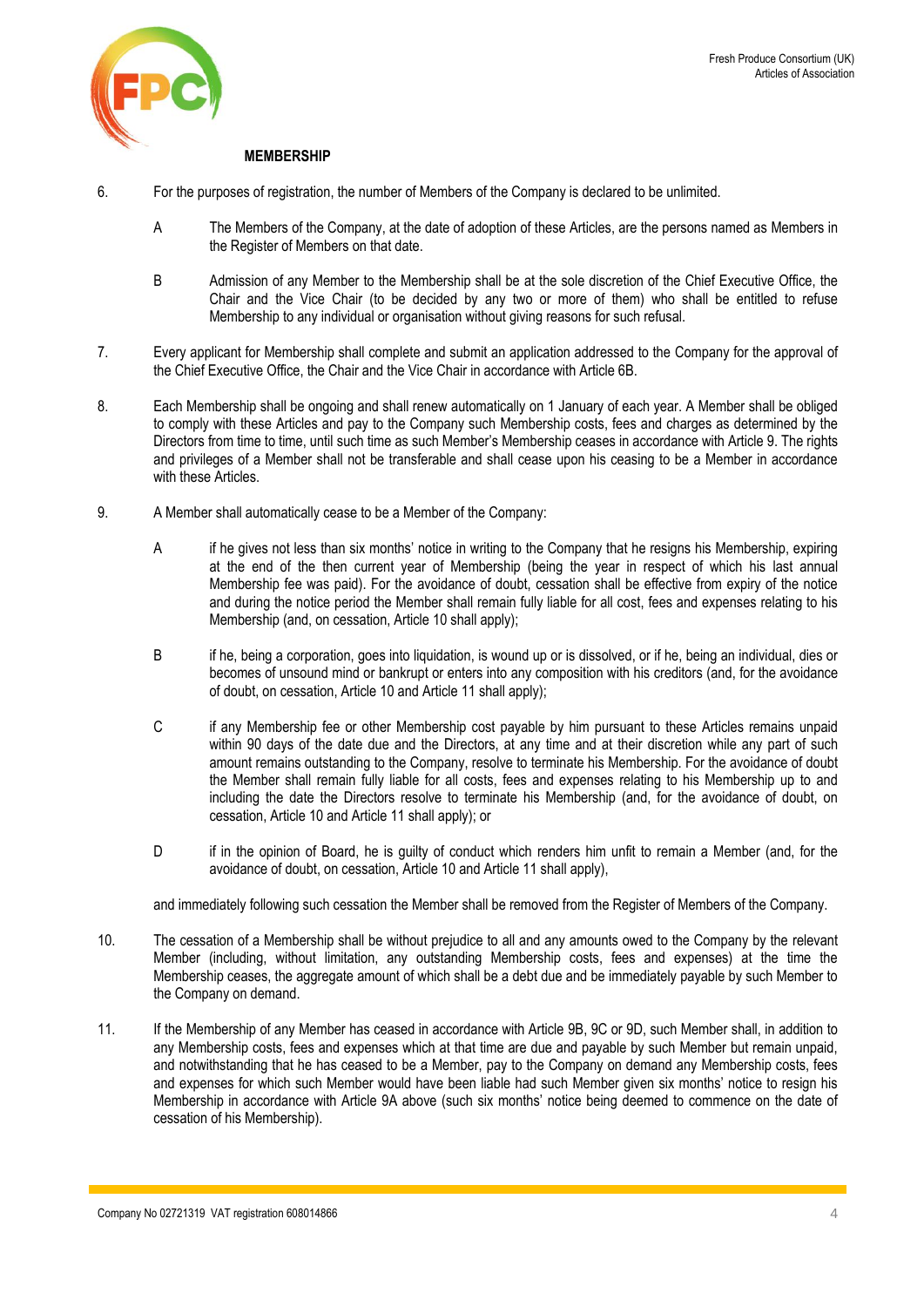## MEMBERSHIP

6. For the purposes of registration, the number of Members of the Company is declared to be unlimited.

   A The Members of the Company, at the date of adoption of these Articles, are the persons named as Members in the Register of Members on that date.

   B Admission of any Member to the Membership shall be at the sole discretion of the Chief Executive Office, the Chair and the Vice Chair (to be decided by any two or more of them) who shall be entitled to refuse Membership to any individual or organisation without giving reasons for such refusal.

7. Every applicant for Membership shall complete and submit an application addressed to the Company for the approval of the Chief Executive Office, the Chair and the Vice Chair in accordance with Article 6B.

8. Each Membership shall be ongoing and shall renew automatically on 1 January of each year. A Member shall be obliged to comply with these Articles and pay to the Company such Membership costs, fees and charges as determined by the Directors from time to time, until such time as such Member's Membership ceases in accordance with Article 9. The rights and privileges of a Member shall not be transferable and shall cease upon his ceasing to be a Member in accordance with these Articles.

9. A Member shall automatically cease to be a Member of the Company:

   A if he gives not less than six months' notice in writing to the Company that he resigns his Membership, expiring at the end of the then current year of Membership (being the year in respect of which his last annual Membership fee was paid). For the avoidance of doubt, cessation shall be effective from expiry of the notice and during the notice period the Member shall remain fully liable for all cost, fees and expenses relating to his Membership (and, on cessation, Article 10 shall apply);

   B if he, being a corporation, goes into liquidation, is wound up or is dissolved, or if he, being an individual, dies or becomes of unsound mind or bankrupt or enters into any composition with his creditors (and, for the avoidance of doubt, on cessation, Article 10 and Article 11 shall apply);

   C if any Membership fee or other Membership cost payable by him pursuant to these Articles remains unpaid within 90 days of the date due and the Directors, at any time and at their discretion while any part of such amount remains outstanding to the Company, resolve to terminate his Membership. For the avoidance of doubt the Member shall remain fully liable for all costs, fees and expenses relating to his Membership up to and including the date the Directors resolve to terminate his Membership (and, for the avoidance of doubt, on cessation, Article 10 and Article 11 shall apply); or

   D if in the opinion of Board, he is guilty of conduct which renders him unfit to remain a Member (and, for the avoidance of doubt, on cessation, Article 10 and Article 11 shall apply),

   and immediately following such cessation the Member shall be removed from the Register of Members of the Company.

10. The cessation of a Membership shall be without prejudice to all and any amounts owed to the Company by the relevant Member (including, without limitation, any outstanding Membership costs, fees and expenses) at the time the Membership ceases, the aggregate amount of which shall be a debt due and be immediately payable by such Member to the Company on demand.

11. If the Membership of any Member has ceased in accordance with Article 9B, 9C or 9D, such Member shall, in addition to any Membership costs, fees and expenses which at that time are due and payable by such Member but remain unpaid, and notwithstanding that he has ceased to be a Member, pay to the Company on demand any Membership costs, fees and expenses for which such Member would have been liable had such Member given six months' notice to resign his Membership in accordance with Article 9A above (such six months' notice being deemed to commence on the date of cessation of his Membership).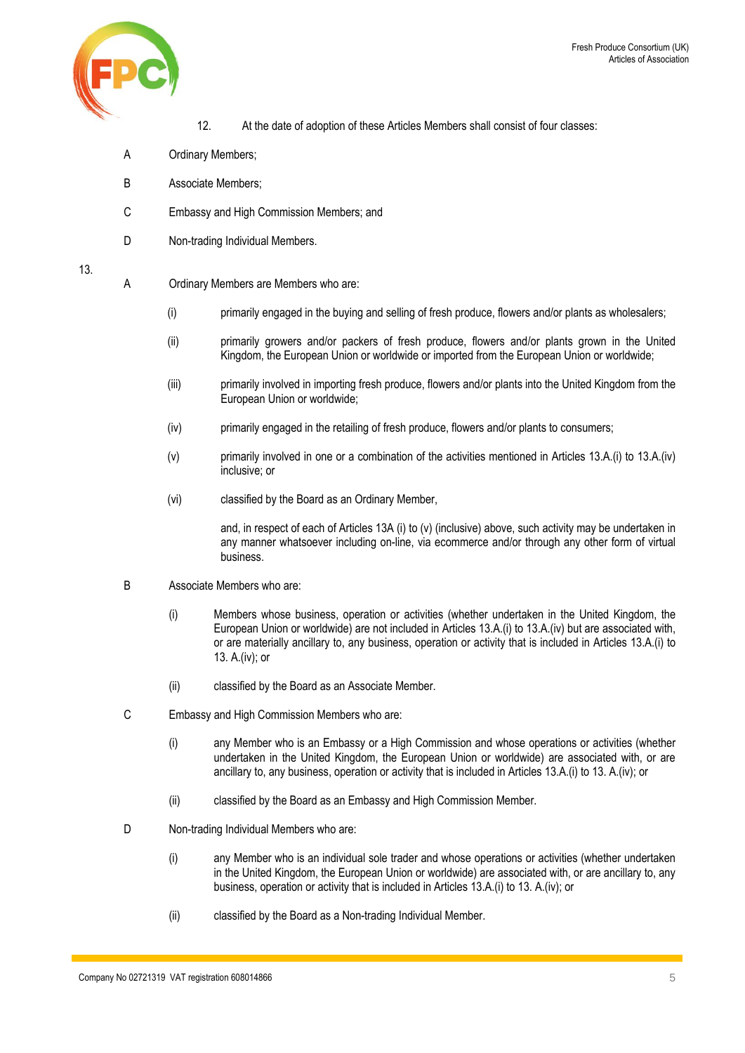12. At the date of adoption of these Articles Members shall consist of four classes:

A Ordinary Members;

B Associate Members;

C Embassy and High Commission Members; and

D Non-trading Individual Members.

13.

A Ordinary Members are Members who are:

(i) primarily engaged in the buying and selling of fresh produce, flowers and/or plants as wholesalers;

(ii) primarily growers and/or packers of fresh produce, flowers and/or plants grown in the United Kingdom, the European Union or worldwide or imported from the European Union or worldwide;

(iii) primarily involved in importing fresh produce, flowers and/or plants into the United Kingdom from the European Union or worldwide;

(iv) primarily engaged in the retailing of fresh produce, flowers and/or plants to consumers;

(v) primarily involved in one or a combination of the activities mentioned in Articles 13.A.(i) to 13.A.(iv) inclusive; or

(vi) classified by the Board as an Ordinary Member,

and, in respect of each of Articles 13A (i) to (v) (inclusive) above, such activity may be undertaken in any manner whatsoever including on-line, via ecommerce and/or through any other form of virtual business.

B Associate Members who are:

(i) Members whose business, operation or activities (whether undertaken in the United Kingdom, the European Union or worldwide) are not included in Articles 13.A.(i) to 13.A.(iv) but are associated with, or are materially ancillary to, any business, operation or activity that is included in Articles 13.A.(i) to 13. A.(iv); or

(ii) classified by the Board as an Associate Member.

C Embassy and High Commission Members who are:

(i) any Member who is an Embassy or a High Commission and whose operations or activities (whether undertaken in the United Kingdom, the European Union or worldwide) are associated with, or are ancillary to, any business, operation or activity that is included in Articles 13.A.(i) to 13. A.(iv); or

(ii) classified by the Board as an Embassy and High Commission Member.

D Non-trading Individual Members who are:

(i) any Member who is an individual sole trader and whose operations or activities (whether undertaken in the United Kingdom, the European Union or worldwide) are associated with, or are ancillary to, any business, operation or activity that is included in Articles 13.A.(i) to 13. A.(iv); or

(ii) classified by the Board as a Non-trading Individual Member.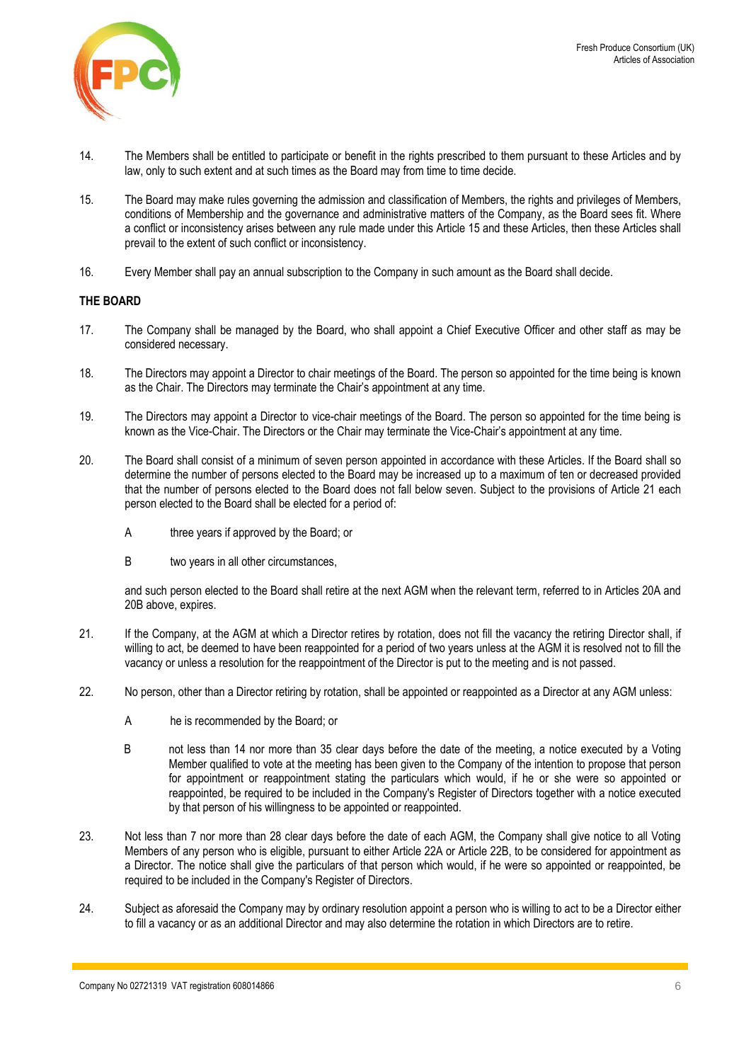14. The Members shall be entitled to participate or benefit in the rights prescribed to them pursuant to these Articles and by law, only to such extent and at such times as the Board may from time to time decide.

15. The Board may make rules governing the admission and classification of Members, the rights and privileges of Members, conditions of Membership and the governance and administrative matters of the Company, as the Board sees fit. Where a conflict or inconsistency arises between any rule made under this Article 15 and these Articles, then these Articles shall prevail to the extent of such conflict or inconsistency.

16. Every Member shall pay an annual subscription to the Company in such amount as the Board shall decide.

**THE BOARD**

17. The Company shall be managed by the Board, who shall appoint a Chief Executive Officer and other staff as may be considered necessary.

18. The Directors may appoint a Director to chair meetings of the Board. The person so appointed for the time being is known as the Chair. The Directors may terminate the Chair's appointment at any time.

19. The Directors may appoint a Director to vice-chair meetings of the Board. The person so appointed for the time being is known as the Vice-Chair. The Directors or the Chair may terminate the Vice-Chair's appointment at any time.

20. The Board shall consist of a minimum of seven person appointed in accordance with these Articles. If the Board shall so determine the number of persons elected to the Board may be increased up to a maximum of ten or decreased provided that the number of persons elected to the Board does not fall below seven. Subject to the provisions of Article 21 each person elected to the Board shall be elected for a period of:

    A three years if approved by the Board; or

    B two years in all other circumstances,

    and such person elected to the Board shall retire at the next AGM when the relevant term, referred to in Articles 20A and 20B above, expires.

21. If the Company, at the AGM at which a Director retires by rotation, does not fill the vacancy the retiring Director shall, if willing to act, be deemed to have been reappointed for a period of two years unless at the AGM it is resolved not to fill the vacancy or unless a resolution for the reappointment of the Director is put to the meeting and is not passed.

22. No person, other than a Director retiring by rotation, shall be appointed or reappointed as a Director at any AGM unless:

    A he is recommended by the Board; or

    B not less than 14 nor more than 35 clear days before the date of the meeting, a notice executed by a Voting Member qualified to vote at the meeting has been given to the Company of the intention to propose that person for appointment or reappointment stating the particulars which would, if he or she were so appointed or reappointed, be required to be included in the Company's Register of Directors together with a notice executed by that person of his willingness to be appointed or reappointed.

23. Not less than 7 nor more than 28 clear days before the date of each AGM, the Company shall give notice to all Voting Members of any person who is eligible, pursuant to either Article 22A or Article 22B, to be considered for appointment as a Director. The notice shall give the particulars of that person which would, if he were so appointed or reappointed, be required to be included in the Company's Register of Directors.

24. Subject as aforesaid the Company may by ordinary resolution appoint a person who is willing to act to be a Director either to fill a vacancy or as an additional Director and may also determine the rotation in which Directors are to retire.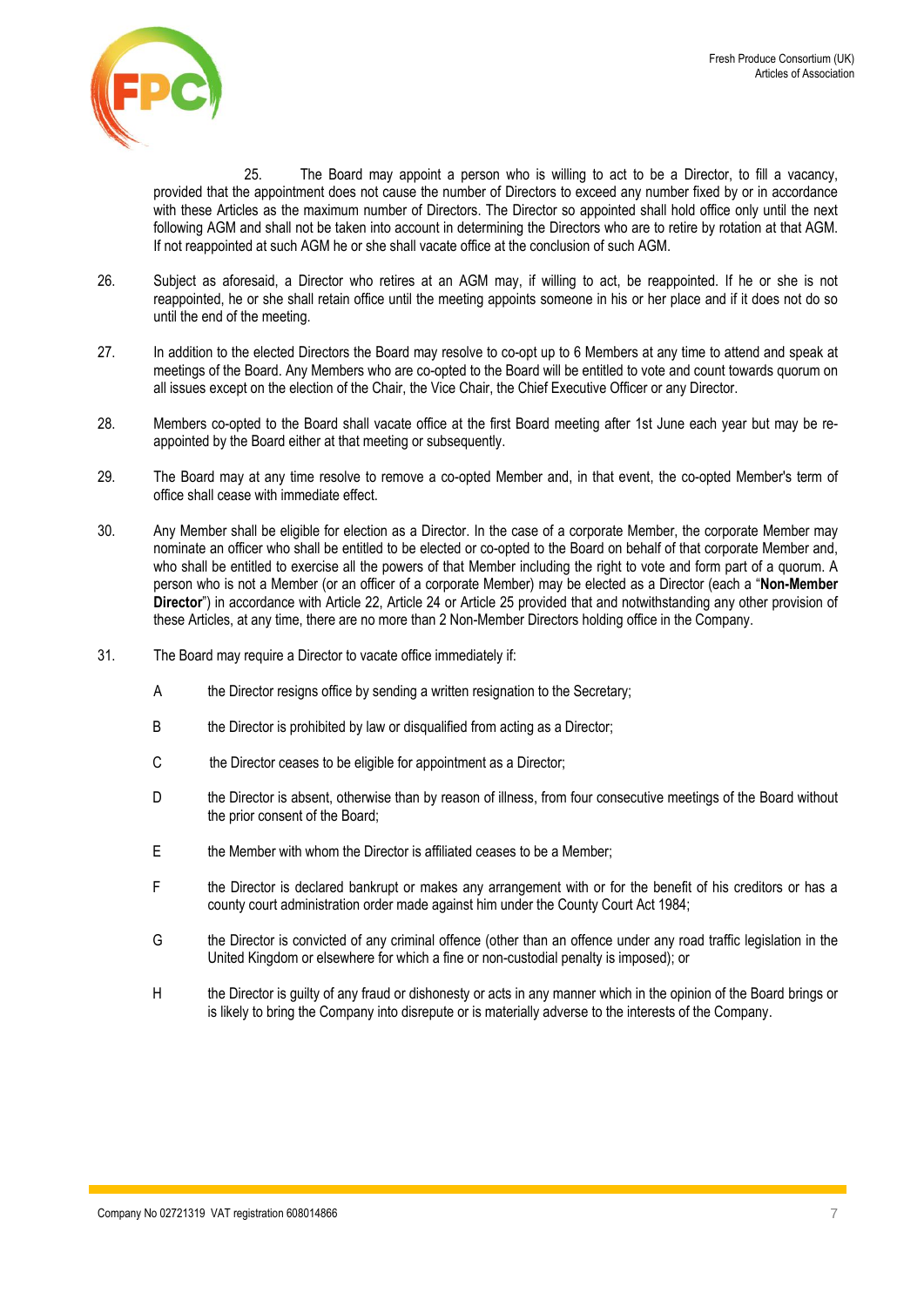25. The Board may appoint a person who is willing to act to be a Director, to fill a vacancy, provided that the appointment does not cause the number of Directors to exceed any number fixed by or in accordance with these Articles as the maximum number of Directors. The Director so appointed shall hold office only until the next following AGM and shall not be taken into account in determining the Directors who are to retire by rotation at that AGM. If not reappointed at such AGM he or she shall vacate office at the conclusion of such AGM.

26. Subject as aforesaid, a Director who retires at an AGM may, if willing to act, be reappointed. If he or she is not reappointed, he or she shall retain office until the meeting appoints someone in his or her place and if it does not do so until the end of the meeting.

27. In addition to the elected Directors the Board may resolve to co-opt up to 6 Members at any time to attend and speak at meetings of the Board. Any Members who are co-opted to the Board will be entitled to vote and count towards quorum on all issues except on the election of the Chair, the Vice Chair, the Chief Executive Officer or any Director.

28. Members co-opted to the Board shall vacate office at the first Board meeting after 1st June each year but may be re-appointed by the Board either at that meeting or subsequently.

29. The Board may at any time resolve to remove a co-opted Member and, in that event, the co-opted Member's term of office shall cease with immediate effect.

30. Any Member shall be eligible for election as a Director. In the case of a corporate Member, the corporate Member may nominate an officer who shall be entitled to be elected or co-opted to the Board on behalf of that corporate Member and, who shall be entitled to exercise all the powers of that Member including the right to vote and form part of a quorum. A person who is not a Member (or an officer of a corporate Member) may be elected as a Director (each a "**Non-Member Director**") in accordance with Article 22, Article 24 or Article 25 provided that and notwithstanding any other provision of these Articles, at any time, there are no more than 2 Non-Member Directors holding office in the Company.

31. The Board may require a Director to vacate office immediately if:

    A the Director resigns office by sending a written resignation to the Secretary;

    B the Director is prohibited by law or disqualified from acting as a Director;

    C the Director ceases to be eligible for appointment as a Director;

    D the Director is absent, otherwise than by reason of illness, from four consecutive meetings of the Board without the prior consent of the Board;

    E the Member with whom the Director is affiliated ceases to be a Member;

    F the Director is declared bankrupt or makes any arrangement with or for the benefit of his creditors or has a county court administration order made against him under the County Court Act 1984;

    G the Director is convicted of any criminal offence (other than an offence under any road traffic legislation in the United Kingdom or elsewhere for which a fine or non-custodial penalty is imposed); or

    H the Director is guilty of any fraud or dishonesty or acts in any manner which in the opinion of the Board brings or is likely to bring the Company into disrepute or is materially adverse to the interests of the Company.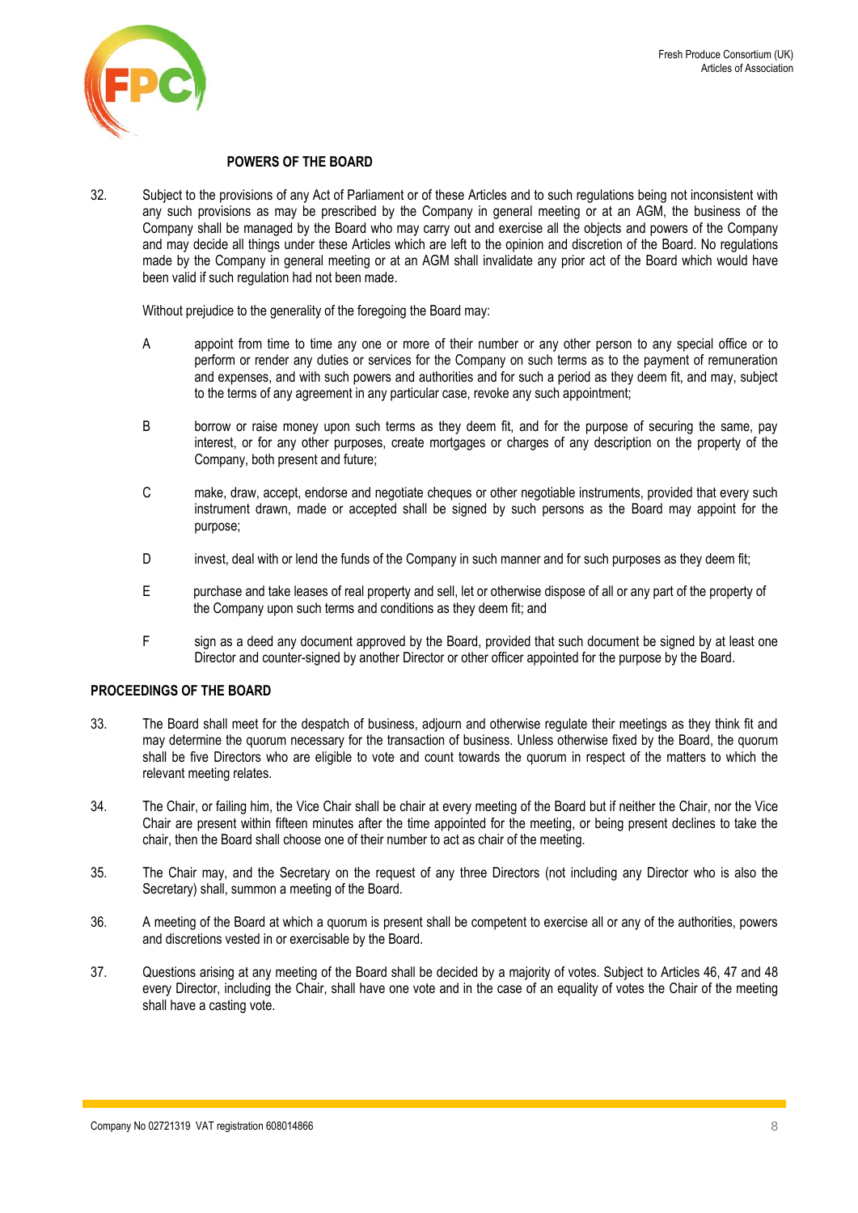## POWERS OF THE BOARD

32. Subject to the provisions of any Act of Parliament or of these Articles and to such regulations being not inconsistent with any such provisions as may be prescribed by the Company in general meeting or at an AGM, the business of the Company shall be managed by the Board who may carry out and exercise all the objects and powers of the Company and may decide all things under these Articles which are left to the opinion and discretion of the Board. No regulations made by the Company in general meeting or at an AGM shall invalidate any prior act of the Board which would have been valid if such regulation had not been made.

    Without prejudice to the generality of the foregoing the Board may:

    A appoint from time to time any one or more of their number or any other person to any special office or to perform or render any duties or services for the Company on such terms as to the payment of remuneration and expenses, and with such powers and authorities and for such a period as they deem fit, and may, subject to the terms of any agreement in any particular case, revoke any such appointment;

    B borrow or raise money upon such terms as they deem fit, and for the purpose of securing the same, pay interest, or for any other purposes, create mortgages or charges of any description on the property of the Company, both present and future;

    C make, draw, accept, endorse and negotiate cheques or other negotiable instruments, provided that every such instrument drawn, made or accepted shall be signed by such persons as the Board may appoint for the purpose;

    D invest, deal with or lend the funds of the Company in such manner and for such purposes as they deem fit;

    E purchase and take leases of real property and sell, let or otherwise dispose of all or any part of the property of the Company upon such terms and conditions as they deem fit; and

    F sign as a deed any document approved by the Board, provided that such document be signed by at least one Director and counter-signed by another Director or other officer appointed for the purpose by the Board.

## PROCEEDINGS OF THE BOARD

33. The Board shall meet for the despatch of business, adjourn and otherwise regulate their meetings as they think fit and may determine the quorum necessary for the transaction of business. Unless otherwise fixed by the Board, the quorum shall be five Directors who are eligible to vote and count towards the quorum in respect of the matters to which the relevant meeting relates.

34. The Chair, or failing him, the Vice Chair shall be chair at every meeting of the Board but if neither the Chair, nor the Vice Chair are present within fifteen minutes after the time appointed for the meeting, or being present declines to take the chair, then the Board shall choose one of their number to act as chair of the meeting.

35. The Chair may, and the Secretary on the request of any three Directors (not including any Director who is also the Secretary) shall, summon a meeting of the Board.

36. A meeting of the Board at which a quorum is present shall be competent to exercise all or any of the authorities, powers and discretions vested in or exercisable by the Board.

37. Questions arising at any meeting of the Board shall be decided by a majority of votes. Subject to Articles 46, 47 and 48 every Director, including the Chair, shall have one vote and in the case of an equality of votes the Chair of the meeting shall have a casting vote.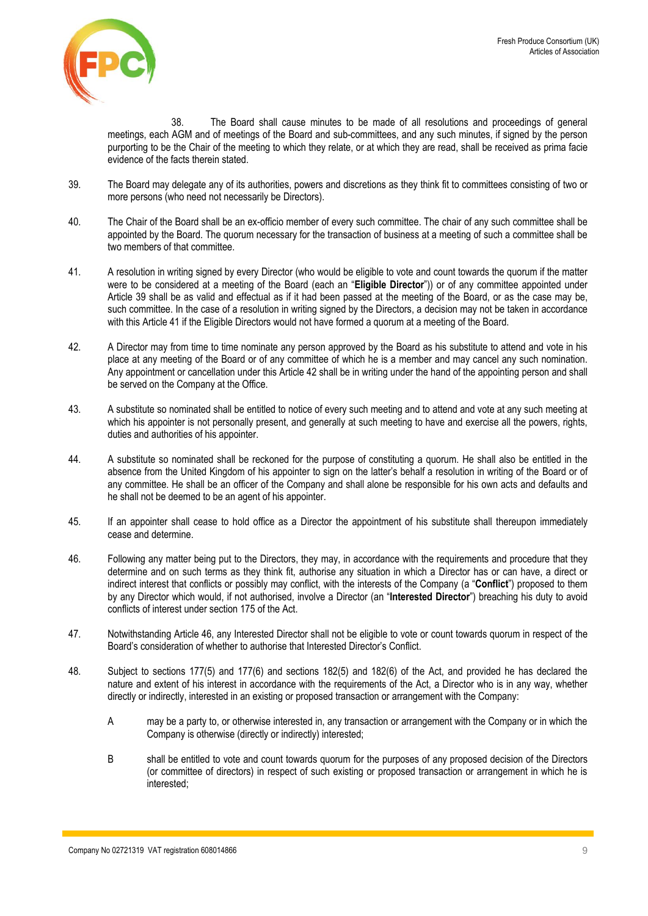38. The Board shall cause minutes to be made of all resolutions and proceedings of general meetings, each AGM and of meetings of the Board and sub-committees, and any such minutes, if signed by the person purporting to be the Chair of the meeting to which they relate, or at which they are read, shall be received as prima facie evidence of the facts therein stated.

39. The Board may delegate any of its authorities, powers and discretions as they think fit to committees consisting of two or more persons (who need not necessarily be Directors).

40. The Chair of the Board shall be an ex-officio member of every such committee. The chair of any such committee shall be appointed by the Board. The quorum necessary for the transaction of business at a meeting of such a committee shall be two members of that committee.

41. A resolution in writing signed by every Director (who would be eligible to vote and count towards the quorum if the matter were to be considered at a meeting of the Board (each an "**Eligible Director**")) or of any committee appointed under Article 39 shall be as valid and effectual as if it had been passed at the meeting of the Board, or as the case may be, such committee. In the case of a resolution in writing signed by the Directors, a decision may not be taken in accordance with this Article 41 if the Eligible Directors would not have formed a quorum at a meeting of the Board.

42. A Director may from time to time nominate any person approved by the Board as his substitute to attend and vote in his place at any meeting of the Board or of any committee of which he is a member and may cancel any such nomination. Any appointment or cancellation under this Article 42 shall be in writing under the hand of the appointing person and shall be served on the Company at the Office.

43. A substitute so nominated shall be entitled to notice of every such meeting and to attend and vote at any such meeting at which his appointer is not personally present, and generally at such meeting to have and exercise all the powers, rights, duties and authorities of his appointer.

44. A substitute so nominated shall be reckoned for the purpose of constituting a quorum. He shall also be entitled in the absence from the United Kingdom of his appointer to sign on the latter's behalf a resolution in writing of the Board or of any committee. He shall be an officer of the Company and shall alone be responsible for his own acts and defaults and he shall not be deemed to be an agent of his appointer.

45. If an appointer shall cease to hold office as a Director the appointment of his substitute shall thereupon immediately cease and determine.

46. Following any matter being put to the Directors, they may, in accordance with the requirements and procedure that they determine and on such terms as they think fit, authorise any situation in which a Director has or can have, a direct or indirect interest that conflicts or possibly may conflict, with the interests of the Company (a "**Conflict**") proposed to them by any Director which would, if not authorised, involve a Director (an "**Interested Director**") breaching his duty to avoid conflicts of interest under section 175 of the Act.

47. Notwithstanding Article 46, any Interested Director shall not be eligible to vote or count towards quorum in respect of the Board's consideration of whether to authorise that Interested Director's Conflict.

48. Subject to sections 177(5) and 177(6) and sections 182(5) and 182(6) of the Act, and provided he has declared the nature and extent of his interest in accordance with the requirements of the Act, a Director who is in any way, whether directly or indirectly, interested in an existing or proposed transaction or arrangement with the Company:

   A. may be a party to, or otherwise interested in, any transaction or arrangement with the Company or in which the Company is otherwise (directly or indirectly) interested;

   B. shall be entitled to vote and count towards quorum for the purposes of any proposed decision of the Directors (or committee of directors) in respect of such existing or proposed transaction or arrangement in which he is interested;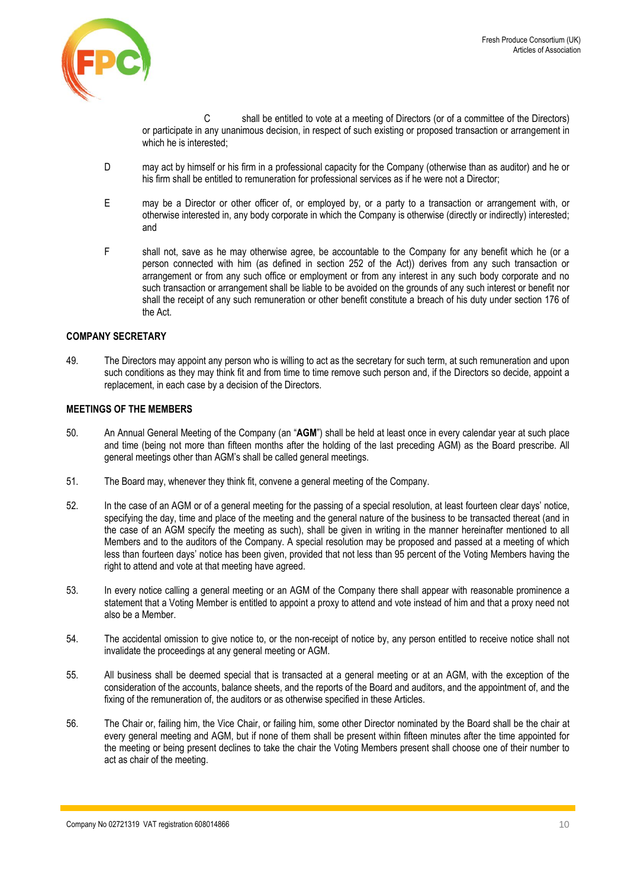C shall be entitled to vote at a meeting of Directors (or of a committee of the Directors) or participate in any unanimous decision, in respect of such existing or proposed transaction or arrangement in which he is interested;

D may act by himself or his firm in a professional capacity for the Company (otherwise than as auditor) and he or his firm shall be entitled to remuneration for professional services as if he were not a Director;

E may be a Director or other officer of, or employed by, or a party to a transaction or arrangement with, or otherwise interested in, any body corporate in which the Company is otherwise (directly or indirectly) interested; and

F shall not, save as he may otherwise agree, be accountable to the Company for any benefit which he (or a person connected with him (as defined in section 252 of the Act)) derives from any such transaction or arrangement or from any such office or employment or from any interest in any such body corporate and no such transaction or arrangement shall be liable to be avoided on the grounds of any such interest or benefit nor shall the receipt of any such remuneration or other benefit constitute a breach of his duty under section 176 of the Act.

**COMPANY SECRETARY**

49. The Directors may appoint any person who is willing to act as the secretary for such term, at such remuneration and upon such conditions as they may think fit and from time to time remove such person and, if the Directors so decide, appoint a replacement, in each case by a decision of the Directors.

**MEETINGS OF THE MEMBERS**

50. An Annual General Meeting of the Company (an "**AGM**") shall be held at least once in every calendar year at such place and time (being not more than fifteen months after the holding of the last preceding AGM) as the Board prescribe. All general meetings other than AGM's shall be called general meetings.

51. The Board may, whenever they think fit, convene a general meeting of the Company.

52. In the case of an AGM or of a general meeting for the passing of a special resolution, at least fourteen clear days' notice, specifying the day, time and place of the meeting and the general nature of the business to be transacted thereat (and in the case of an AGM specify the meeting as such), shall be given in writing in the manner hereinafter mentioned to all Members and to the auditors of the Company. A special resolution may be proposed and passed at a meeting of which less than fourteen days' notice has been given, provided that not less than 95 percent of the Voting Members having the right to attend and vote at that meeting have agreed.

53. In every notice calling a general meeting or an AGM of the Company there shall appear with reasonable prominence a statement that a Voting Member is entitled to appoint a proxy to attend and vote instead of him and that a proxy need not also be a Member.

54. The accidental omission to give notice to, or the non-receipt of notice by, any person entitled to receive notice shall not invalidate the proceedings at any general meeting or AGM.

55. All business shall be deemed special that is transacted at a general meeting or at an AGM, with the exception of the consideration of the accounts, balance sheets, and the reports of the Board and auditors, and the appointment of, and the fixing of the remuneration of, the auditors or as otherwise specified in these Articles.

56. The Chair or, failing him, the Vice Chair, or failing him, some other Director nominated by the Board shall be the chair at every general meeting and AGM, but if none of them shall be present within fifteen minutes after the time appointed for the meeting or being present declines to take the chair the Voting Members present shall choose one of their number to act as chair of the meeting.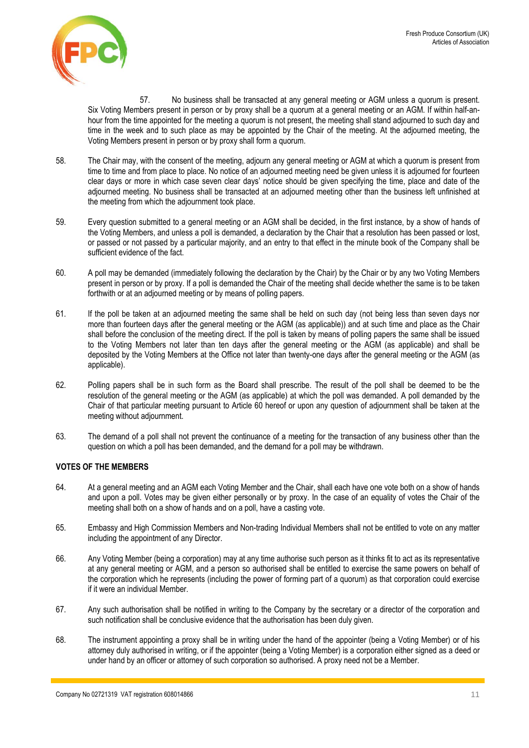57. No business shall be transacted at any general meeting or AGM unless a quorum is present. Six Voting Members present in person or by proxy shall be a quorum at a general meeting or an AGM. If within half-an-hour from the time appointed for the meeting a quorum is not present, the meeting shall stand adjourned to such day and time in the week and to such place as may be appointed by the Chair of the meeting. At the adjourned meeting, the Voting Members present in person or by proxy shall form a quorum.

58. The Chair may, with the consent of the meeting, adjourn any general meeting or AGM at which a quorum is present from time to time and from place to place. No notice of an adjourned meeting need be given unless it is adjourned for fourteen clear days or more in which case seven clear days' notice should be given specifying the time, place and date of the adjourned meeting. No business shall be transacted at an adjourned meeting other than the business left unfinished at the meeting from which the adjournment took place.

59. Every question submitted to a general meeting or an AGM shall be decided, in the first instance, by a show of hands of the Voting Members, and unless a poll is demanded, a declaration by the Chair that a resolution has been passed or lost, or passed or not passed by a particular majority, and an entry to that effect in the minute book of the Company shall be sufficient evidence of the fact.

60. A poll may be demanded (immediately following the declaration by the Chair) by the Chair or by any two Voting Members present in person or by proxy. If a poll is demanded the Chair of the meeting shall decide whether the same is to be taken forthwith or at an adjourned meeting or by means of polling papers.

61. If the poll be taken at an adjourned meeting the same shall be held on such day (not being less than seven days nor more than fourteen days after the general meeting or the AGM (as applicable)) and at such time and place as the Chair shall before the conclusion of the meeting direct. If the poll is taken by means of polling papers the same shall be issued to the Voting Members not later than ten days after the general meeting or the AGM (as applicable) and shall be deposited by the Voting Members at the Office not later than twenty-one days after the general meeting or the AGM (as applicable).

62. Polling papers shall be in such form as the Board shall prescribe. The result of the poll shall be deemed to be the resolution of the general meeting or the AGM (as applicable) at which the poll was demanded. A poll demanded by the Chair of that particular meeting pursuant to Article 60 hereof or upon any question of adjournment shall be taken at the meeting without adjournment.

63. The demand of a poll shall not prevent the continuance of a meeting for the transaction of any business other than the question on which a poll has been demanded, and the demand for a poll may be withdrawn.

**VOTES OF THE MEMBERS**

64. At a general meeting and an AGM each Voting Member and the Chair, shall each have one vote both on a show of hands and upon a poll. Votes may be given either personally or by proxy. In the case of an equality of votes the Chair of the meeting shall both on a show of hands and on a poll, have a casting vote.

65. Embassy and High Commission Members and Non-trading Individual Members shall not be entitled to vote on any matter including the appointment of any Director.

66. Any Voting Member (being a corporation) may at any time authorise such person as it thinks fit to act as its representative at any general meeting or AGM, and a person so authorised shall be entitled to exercise the same powers on behalf of the corporation which he represents (including the power of forming part of a quorum) as that corporation could exercise if it were an individual Member.

67. Any such authorisation shall be notified in writing to the Company by the secretary or a director of the corporation and such notification shall be conclusive evidence that the authorisation has been duly given.

68. The instrument appointing a proxy shall be in writing under the hand of the appointer (being a Voting Member) or of his attorney duly authorised in writing, or if the appointer (being a Voting Member) is a corporation either signed as a deed or under hand by an officer or attorney of such corporation so authorised. A proxy need not be a Member.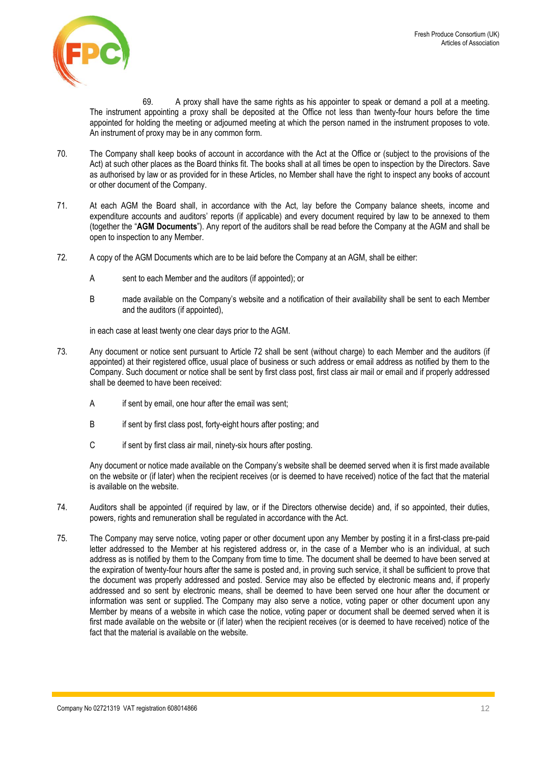69. A proxy shall have the same rights as his appointer to speak or demand a poll at a meeting. The instrument appointing a proxy shall be deposited at the Office not less than twenty-four hours before the time appointed for holding the meeting or adjourned meeting at which the person named in the instrument proposes to vote. An instrument of proxy may be in any common form.

70. The Company shall keep books of account in accordance with the Act at the Office or (subject to the provisions of the Act) at such other places as the Board thinks fit. The books shall at all times be open to inspection by the Directors. Save as authorised by law or as provided for in these Articles, no Member shall have the right to inspect any books of account or other document of the Company.

71. At each AGM the Board shall, in accordance with the Act, lay before the Company balance sheets, income and expenditure accounts and auditors' reports (if applicable) and every document required by law to be annexed to them (together the "**AGM Documents**"). Any report of the auditors shall be read before the Company at the AGM and shall be open to inspection to any Member.

72. A copy of the AGM Documents which are to be laid before the Company at an AGM, shall be either:

    A sent to each Member and the auditors (if appointed); or

    B made available on the Company's website and a notification of their availability shall be sent to each Member and the auditors (if appointed),

    in each case at least twenty one clear days prior to the AGM.

73. Any document or notice sent pursuant to Article 72 shall be sent (without charge) to each Member and the auditors (if appointed) at their registered office, usual place of business or such address or email address as notified by them to the Company. Such document or notice shall be sent by first class post, first class air mail or email and if properly addressed shall be deemed to have been received:

    A if sent by email, one hour after the email was sent;

    B if sent by first class post, forty-eight hours after posting; and

    C if sent by first class air mail, ninety-six hours after posting.

    Any document or notice made available on the Company's website shall be deemed served when it is first made available on the website or (if later) when the recipient receives (or is deemed to have received) notice of the fact that the material is available on the website.

74. Auditors shall be appointed (if required by law, or if the Directors otherwise decide) and, if so appointed, their duties, powers, rights and remuneration shall be regulated in accordance with the Act.

75. The Company may serve notice, voting paper or other document upon any Member by posting it in a first-class pre-paid letter addressed to the Member at his registered address or, in the case of a Member who is an individual, at such address as is notified by them to the Company from time to time. The document shall be deemed to have been served at the expiration of twenty-four hours after the same is posted and, in proving such service, it shall be sufficient to prove that the document was properly addressed and posted. Service may also be effected by electronic means and, if properly addressed and so sent by electronic means, shall be deemed to have been served one hour after the document or information was sent or supplied. The Company may also serve a notice, voting paper or other document upon any Member by means of a website in which case the notice, voting paper or document shall be deemed served when it is first made available on the website or (if later) when the recipient receives (or is deemed to have received) notice of the fact that the material is available on the website.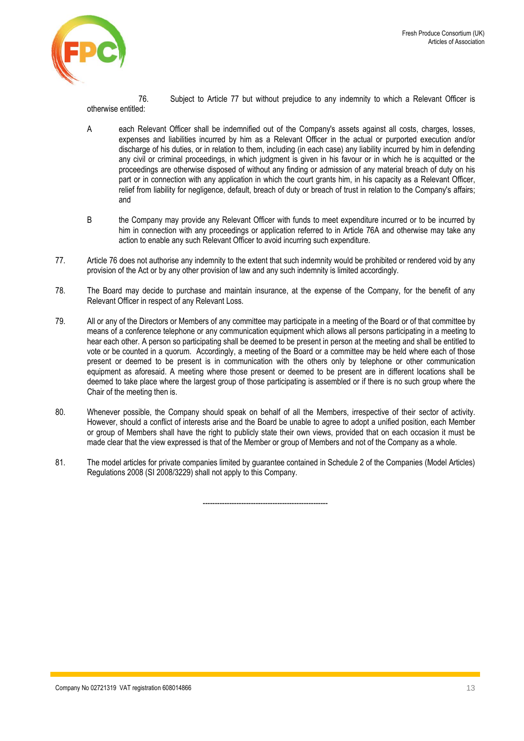76. Subject to Article 77 but without prejudice to any indemnity to which a Relevant Officer is otherwise entitled:

A each Relevant Officer shall be indemnified out of the Company's assets against all costs, charges, losses, expenses and liabilities incurred by him as a Relevant Officer in the actual or purported execution and/or discharge of his duties, or in relation to them, including (in each case) any liability incurred by him in defending any civil or criminal proceedings, in which judgment is given in his favour or in which he is acquitted or the proceedings are otherwise disposed of without any finding or admission of any material breach of duty on his part or in connection with any application in which the court grants him, in his capacity as a Relevant Officer, relief from liability for negligence, default, breach of duty or breach of trust in relation to the Company's affairs; and

B the Company may provide any Relevant Officer with funds to meet expenditure incurred or to be incurred by him in connection with any proceedings or application referred to in Article 76A and otherwise may take any action to enable any such Relevant Officer to avoid incurring such expenditure.

77. Article 76 does not authorise any indemnity to the extent that such indemnity would be prohibited or rendered void by any provision of the Act or by any other provision of law and any such indemnity is limited accordingly.

78. The Board may decide to purchase and maintain insurance, at the expense of the Company, for the benefit of any Relevant Officer in respect of any Relevant Loss.

79. All or any of the Directors or Members of any committee may participate in a meeting of the Board or of that committee by means of a conference telephone or any communication equipment which allows all persons participating in a meeting to hear each other. A person so participating shall be deemed to be present in person at the meeting and shall be entitled to vote or be counted in a quorum. Accordingly, a meeting of the Board or a committee may be held where each of those present or deemed to be present is in communication with the others only by telephone or other communication equipment as aforesaid. A meeting where those present or deemed to be present are in different locations shall be deemed to take place where the largest group of those participating is assembled or if there is no such group where the Chair of the meeting then is.

80. Whenever possible, the Company should speak on behalf of all the Members, irrespective of their sector of activity. However, should a conflict of interests arise and the Board be unable to agree to adopt a unified position, each Member or group of Members shall have the right to publicly state their own views, provided that on each occasion it must be made clear that the view expressed is that of the Member or group of Members and not of the Company as a whole.

81. The model articles for private companies limited by guarantee contained in Schedule 2 of the Companies (Model Articles) Regulations 2008 (SI 2008/3229) shall not apply to this Company.

---